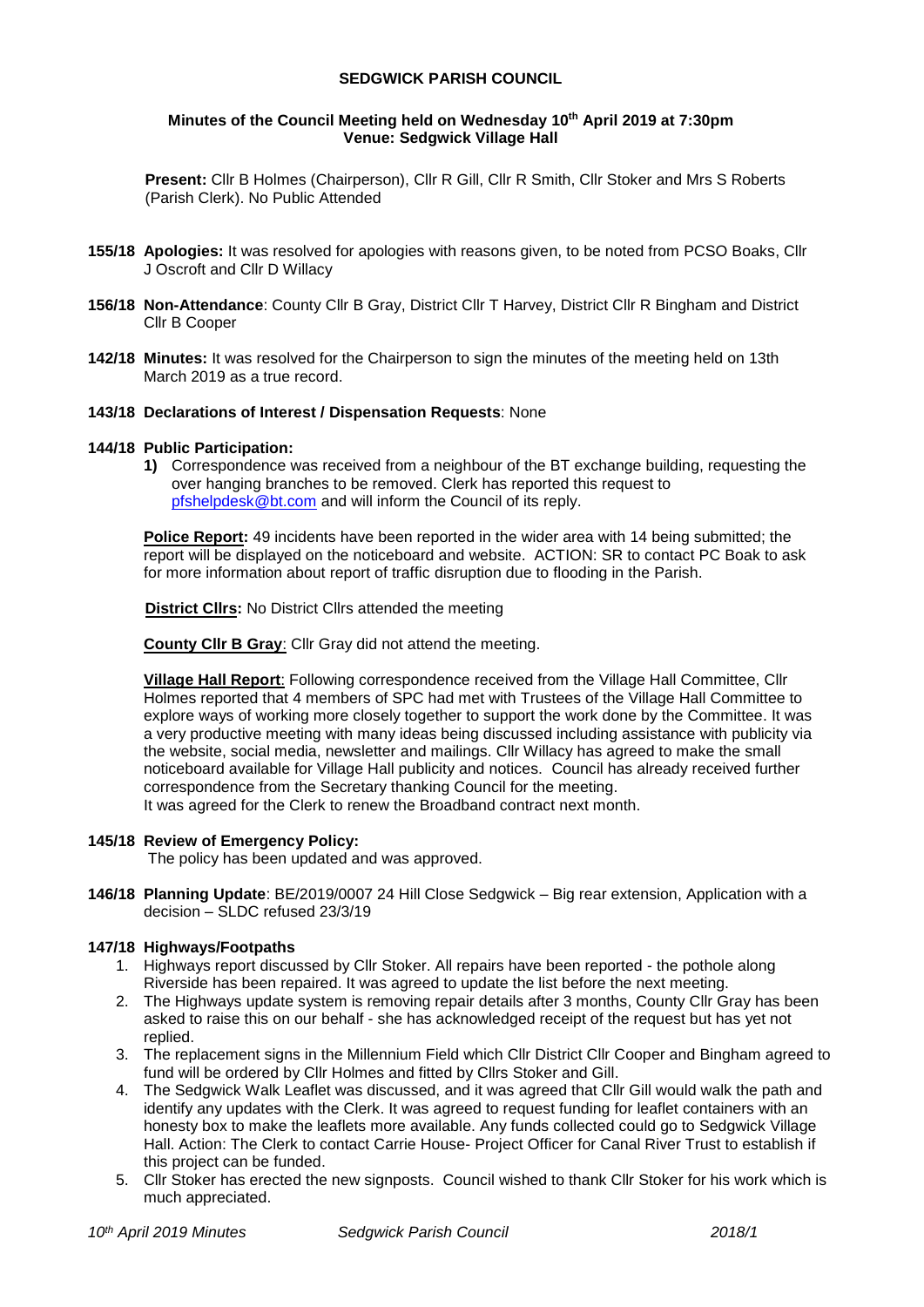# SEDGWICK PARISH COUNCIL

## Minutes of the Council Meeting held on Wednesday 10th April 2019 at 7:30pm
## Venue: Sedgwick Village Hall

**Present:** Cllr B Holmes (Chairperson), Cllr R Gill, Cllr R Smith, Cllr Stoker and Mrs S Roberts (Parish Clerk). No Public Attended

**155/18 Apologies:** It was resolved for apologies with reasons given, to be noted from PCSO Boaks, Cllr J Oscroft and Cllr D Willacy

**156/18 Non-Attendance**: County Cllr B Gray, District Cllr T Harvey, District Cllr R Bingham and District Cllr B Cooper

**142/18 Minutes:** It was resolved for the Chairperson to sign the minutes of the meeting held on 13th March 2019 as a true record.

**143/18 Declarations of Interest / Dispensation Requests**: None

**144/18 Public Participation:**

1) Correspondence was received from a neighbour of the BT exchange building, requesting the over hanging branches to be removed. Clerk has reported this request to pfshelpdesk@bt.com and will inform the Council of its reply.

**Police Report:** 49 incidents have been reported in the wider area with 14 being submitted; the report will be displayed on the noticeboard and website. ACTION: SR to contact PC Boak to ask for more information about report of traffic disruption due to flooding in the Parish.

**District Cllrs:** No District Cllrs attended the meeting

**County Cllr B Gray**: Cllr Gray did not attend the meeting.

**Village Hall Report**: Following correspondence received from the Village Hall Committee, Cllr Holmes reported that 4 members of SPC had met with Trustees of the Village Hall Committee to explore ways of working more closely together to support the work done by the Committee. It was a very productive meeting with many ideas being discussed including assistance with publicity via the website, social media, newsletter and mailings. Cllr Willacy has agreed to make the small noticeboard available for Village Hall publicity and notices. Council has already received further correspondence from the Secretary thanking Council for the meeting.
It was agreed for the Clerk to renew the Broadband contract next month.

**145/18 Review of Emergency Policy:**
The policy has been updated and was approved.

**146/18 Planning Update**: BE/2019/0007 24 Hill Close Sedgwick – Big rear extension, Application with a decision – SLDC refused 23/3/19

**147/18 Highways/Footpaths**

1. Highways report discussed by Cllr Stoker. All repairs have been reported - the pothole along Riverside has been repaired. It was agreed to update the list before the next meeting.
2. The Highways update system is removing repair details after 3 months, County Cllr Gray has been asked to raise this on our behalf - she has acknowledged receipt of the request but has yet not replied.
3. The replacement signs in the Millennium Field which Cllr District Cllr Cooper and Bingham agreed to fund will be ordered by Cllr Holmes and fitted by Cllrs Stoker and Gill.
4. The Sedgwick Walk Leaflet was discussed, and it was agreed that Cllr Gill would walk the path and identify any updates with the Clerk. It was agreed to request funding for leaflet containers with an honesty box to make the leaflets more available. Any funds collected could go to Sedgwick Village Hall. Action: The Clerk to contact Carrie House- Project Officer for Canal River Trust to establish if this project can be funded.
5. Cllr Stoker has erected the new signposts. Council wished to thank Cllr Stoker for his work which is much appreciated.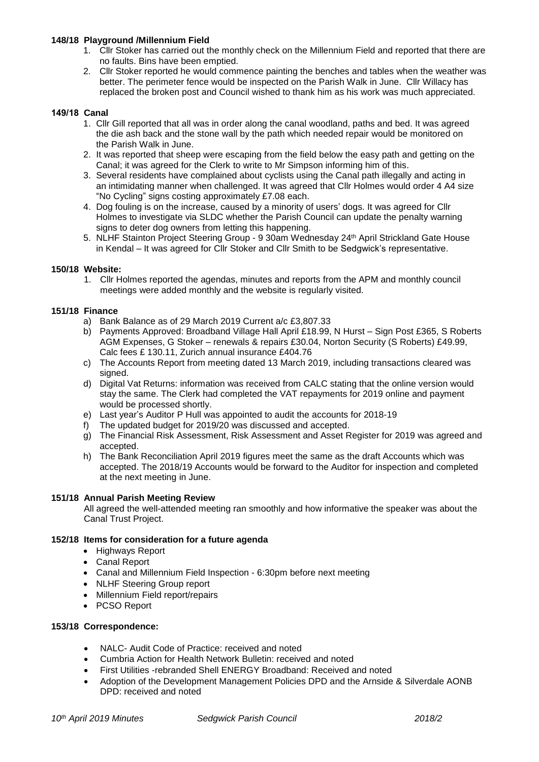**148/18 Playground /Millennium Field**

1. Cllr Stoker has carried out the monthly check on the Millennium Field and reported that there are no faults. Bins have been emptied.
2. Cllr Stoker reported he would commence painting the benches and tables when the weather was better. The perimeter fence would be inspected on the Parish Walk in June. Cllr Willacy has replaced the broken post and Council wished to thank him as his work was much appreciated.

**149/18 Canal**

1. Cllr Gill reported that all was in order along the canal woodland, paths and bed. It was agreed the die ash back and the stone wall by the path which needed repair would be monitored on the Parish Walk in June.
2. It was reported that sheep were escaping from the field below the easy path and getting on the Canal; it was agreed for the Clerk to write to Mr Simpson informing him of this.
3. Several residents have complained about cyclists using the Canal path illegally and acting in an intimidating manner when challenged. It was agreed that Cllr Holmes would order 4 A4 size "No Cycling" signs costing approximately £7.08 each.
4. Dog fouling is on the increase, caused by a minority of users' dogs. It was agreed for Cllr Holmes to investigate via SLDC whether the Parish Council can update the penalty warning signs to deter dog owners from letting this happening.
5. NLHF Stainton Project Steering Group - 9 30am Wednesday 24th April Strickland Gate House in Kendal – It was agreed for Cllr Stoker and Cllr Smith to be Sedgwick's representative.

**150/18 Website:**

1. Cllr Holmes reported the agendas, minutes and reports from the APM and monthly council meetings were added monthly and the website is regularly visited.

**151/18 Finance**

a) Bank Balance as of 29 March 2019 Current a/c £3,807.33
b) Payments Approved: Broadband Village Hall April £18.99, N Hurst – Sign Post £365, S Roberts AGM Expenses, G Stoker – renewals & repairs £30.04, Norton Security (S Roberts) £49.99, Calc fees £ 130.11, Zurich annual insurance £404.76
c) The Accounts Report from meeting dated 13 March 2019, including transactions cleared was signed.
d) Digital Vat Returns: information was received from CALC stating that the online version would stay the same. The Clerk had completed the VAT repayments for 2019 online and payment would be processed shortly.
e) Last year's Auditor P Hull was appointed to audit the accounts for 2018-19
f) The updated budget for 2019/20 was discussed and accepted.
g) The Financial Risk Assessment, Risk Assessment and Asset Register for 2019 was agreed and accepted.
h) The Bank Reconciliation April 2019 figures meet the same as the draft Accounts which was accepted. The 2018/19 Accounts would be forward to the Auditor for inspection and completed at the next meeting in June.

**151/18 Annual Parish Meeting Review**

All agreed the well-attended meeting ran smoothly and how informative the speaker was about the Canal Trust Project.

**152/18 Items for consideration for a future agenda**

- Highways Report
- Canal Report
- Canal and Millennium Field Inspection - 6:30pm before next meeting
- NLHF Steering Group report
- Millennium Field report/repairs
- PCSO Report

**153/18 Correspondence:**

- NALC- Audit Code of Practice: received and noted
- Cumbria Action for Health Network Bulletin: received and noted
- First Utilities -rebranded Shell ENERGY Broadband: Received and noted
- Adoption of the Development Management Policies DPD and the Arnside & Silverdale AONB DPD: received and noted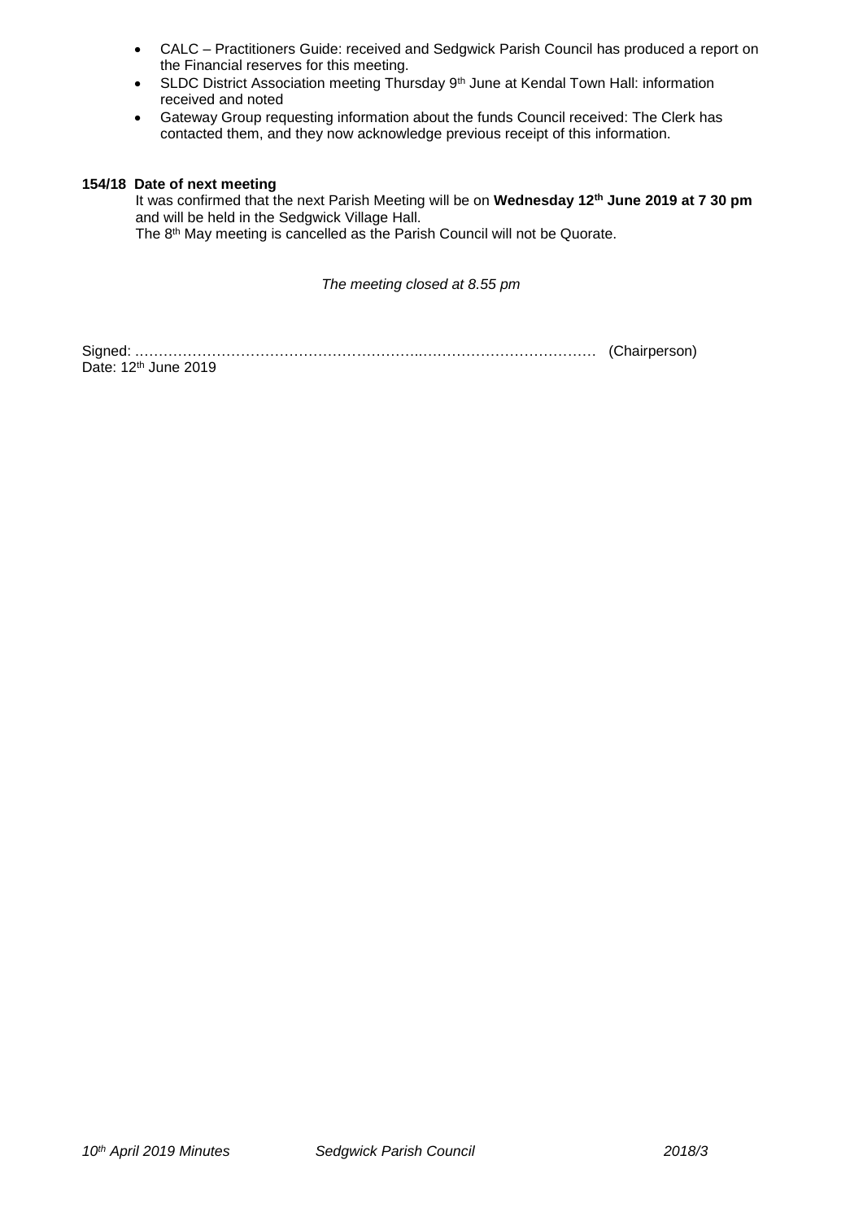- CALC – Practitioners Guide: received and Sedgwick Parish Council has produced a report on the Financial reserves for this meeting.
- SLDC District Association meeting Thursday 9th June at Kendal Town Hall: information received and noted
- Gateway Group requesting information about the funds Council received: The Clerk has contacted them, and they now acknowledge previous receipt of this information.

**154/18 Date of next meeting**

It was confirmed that the next Parish Meeting will be on **Wednesday 12th June 2019 at 7 30 pm** and will be held in the Sedgwick Village Hall.
The 8th May meeting is cancelled as the Parish Council will not be Quorate.

*The meeting closed at 8.55 pm*

Signed: …………………………………………………..……………………………… (Chairperson)
Date: 12th June 2019